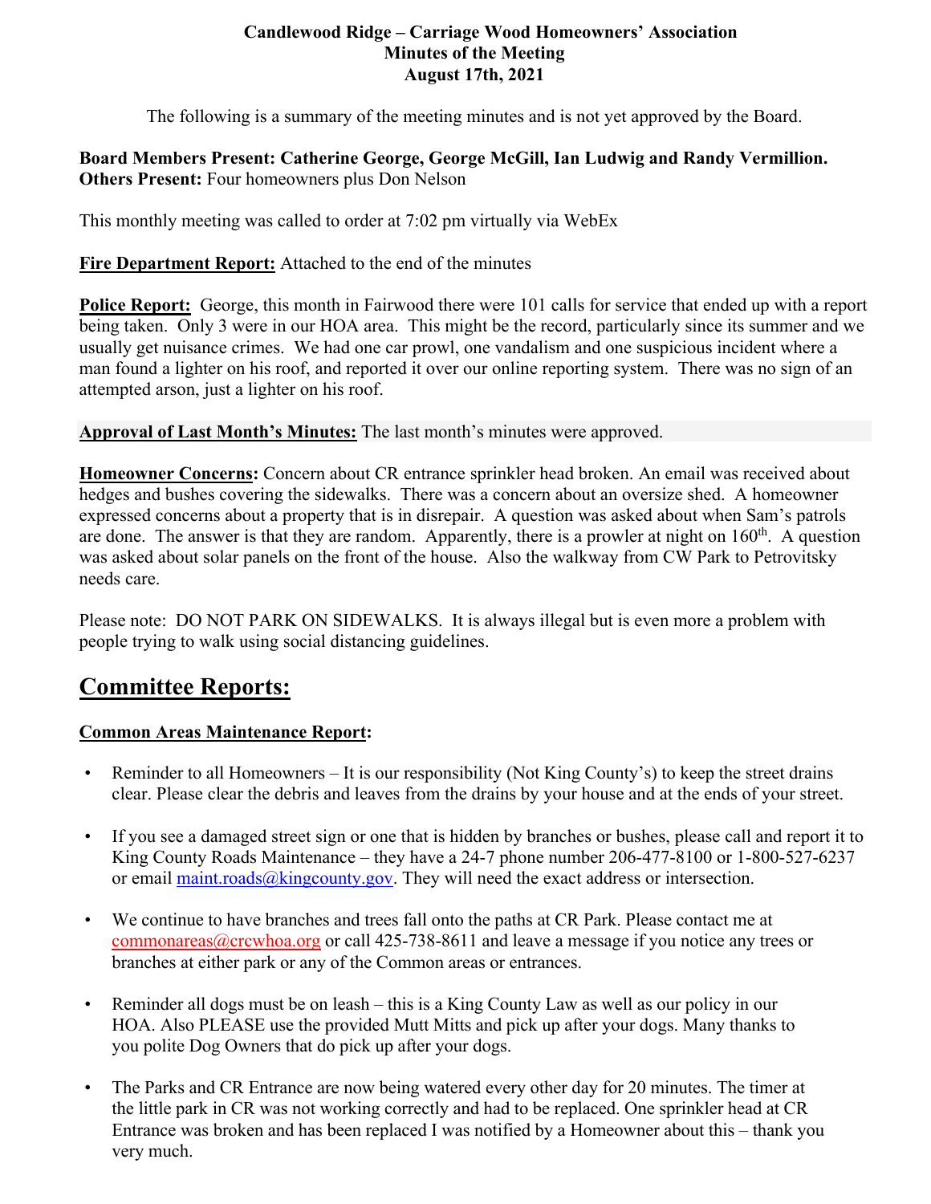**Candlewood Ridge – Carriage Wood Homeowners' Association**
**Minutes of the Meeting**
**August 17th, 2021**

The following is a summary of the meeting minutes and is not yet approved by the Board.

**Board Members Present: Catherine George, George McGill, Ian Ludwig and Randy Vermillion.**
**Others Present:** Four homeowners plus Don Nelson

This monthly meeting was called to order at 7:02 pm virtually via WebEx

**Fire Department Report:** Attached to the end of the minutes

**Police Report:** George, this month in Fairwood there were 101 calls for service that ended up with a report being taken. Only 3 were in our HOA area. This might be the record, particularly since its summer and we usually get nuisance crimes. We had one car prowl, one vandalism and one suspicious incident where a man found a lighter on his roof, and reported it over our online reporting system. There was no sign of an attempted arson, just a lighter on his roof.

**Approval of Last Month's Minutes:** The last month's minutes were approved.

**Homeowner Concerns:** Concern about CR entrance sprinkler head broken. An email was received about hedges and bushes covering the sidewalks. There was a concern about an oversize shed. A homeowner expressed concerns about a property that is in disrepair. A question was asked about when Sam's patrols are done. The answer is that they are random. Apparently, there is a prowler at night on 160th. A question was asked about solar panels on the front of the house. Also the walkway from CW Park to Petrovitsky needs care.

Please note: DO NOT PARK ON SIDEWALKS. It is always illegal but is even more a problem with people trying to walk using social distancing guidelines.

## Committee Reports:

**Common Areas Maintenance Report:**

- Reminder to all Homeowners – It is our responsibility (Not King County's) to keep the street drains clear. Please clear the debris and leaves from the drains by your house and at the ends of your street.
- If you see a damaged street sign or one that is hidden by branches or bushes, please call and report it to King County Roads Maintenance – they have a 24-7 phone number 206-477-8100 or 1-800-527-6237 or email maint.roads@kingcounty.gov. They will need the exact address or intersection.
- We continue to have branches and trees fall onto the paths at CR Park. Please contact me at commonareas@crcwhoa.org or call 425-738-8611 and leave a message if you notice any trees or branches at either park or any of the Common areas or entrances.
- Reminder all dogs must be on leash – this is a King County Law as well as our policy in our HOA. Also PLEASE use the provided Mutt Mitts and pick up after your dogs. Many thanks to you polite Dog Owners that do pick up after your dogs.
- The Parks and CR Entrance are now being watered every other day for 20 minutes. The timer at the little park in CR was not working correctly and had to be replaced. One sprinkler head at CR Entrance was broken and has been replaced I was notified by a Homeowner about this – thank you very much.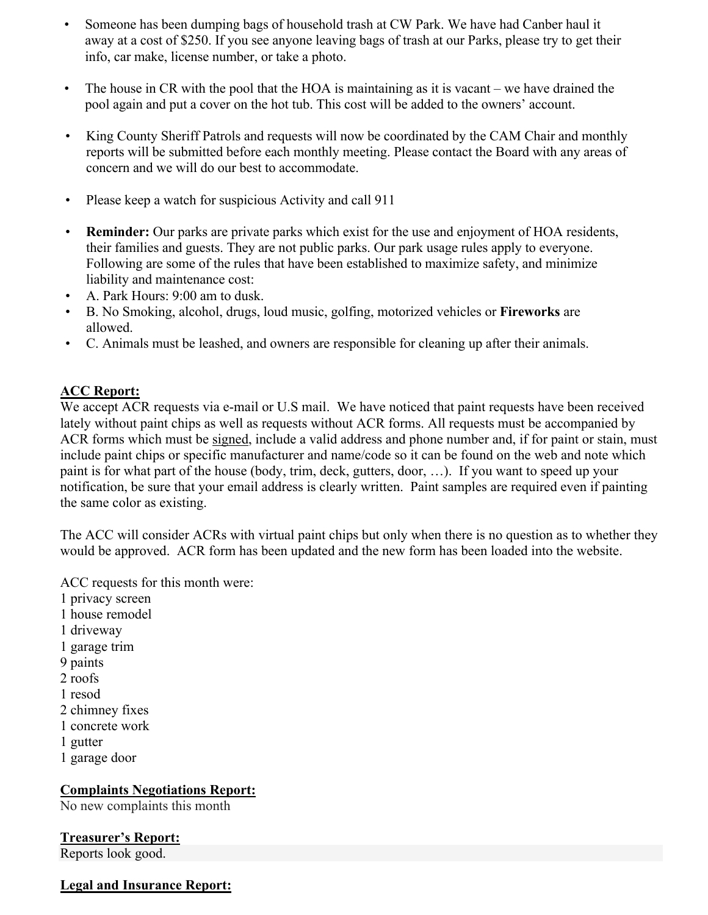- Someone has been dumping bags of household trash at CW Park. We have had Canber haul it away at a cost of $250. If you see anyone leaving bags of trash at our Parks, please try to get their info, car make, license number, or take a photo.

- The house in CR with the pool that the HOA is maintaining as it is vacant – we have drained the pool again and put a cover on the hot tub. This cost will be added to the owners' account.

- King County Sheriff Patrols and requests will now be coordinated by the CAM Chair and monthly reports will be submitted before each monthly meeting. Please contact the Board with any areas of concern and we will do our best to accommodate.

- Please keep a watch for suspicious Activity and call 911

- **Reminder:** Our parks are private parks which exist for the use and enjoyment of HOA residents, their families and guests. They are not public parks. Our park usage rules apply to everyone. Following are some of the rules that have been established to maximize safety, and minimize liability and maintenance cost:
- A. Park Hours: 9:00 am to dusk.
- B. No Smoking, alcohol, drugs, loud music, golfing, motorized vehicles or **Fireworks** are allowed.
- C. Animals must be leashed, and owners are responsible for cleaning up after their animals.

**ACC Report:**

We accept ACR requests via e-mail or U.S mail. We have noticed that paint requests have been received lately without paint chips as well as requests without ACR forms. All requests must be accompanied by ACR forms which must be signed, include a valid address and phone number and, if for paint or stain, must include paint chips or specific manufacturer and name/code so it can be found on the web and note which paint is for what part of the house (body, trim, deck, gutters, door, …). If you want to speed up your notification, be sure that your email address is clearly written. Paint samples are required even if painting the same color as existing.

The ACC will consider ACRs with virtual paint chips but only when there is no question as to whether they would be approved. ACR form has been updated and the new form has been loaded into the website.

ACC requests for this month were:
1 privacy screen
1 house remodel
1 driveway
1 garage trim
9 paints
2 roofs
1 resod
2 chimney fixes
1 concrete work
1 gutter
1 garage door

**Complaints Negotiations Report:**

No new complaints this month

**Treasurer's Report:**

Reports look good.

**Legal and Insurance Report:**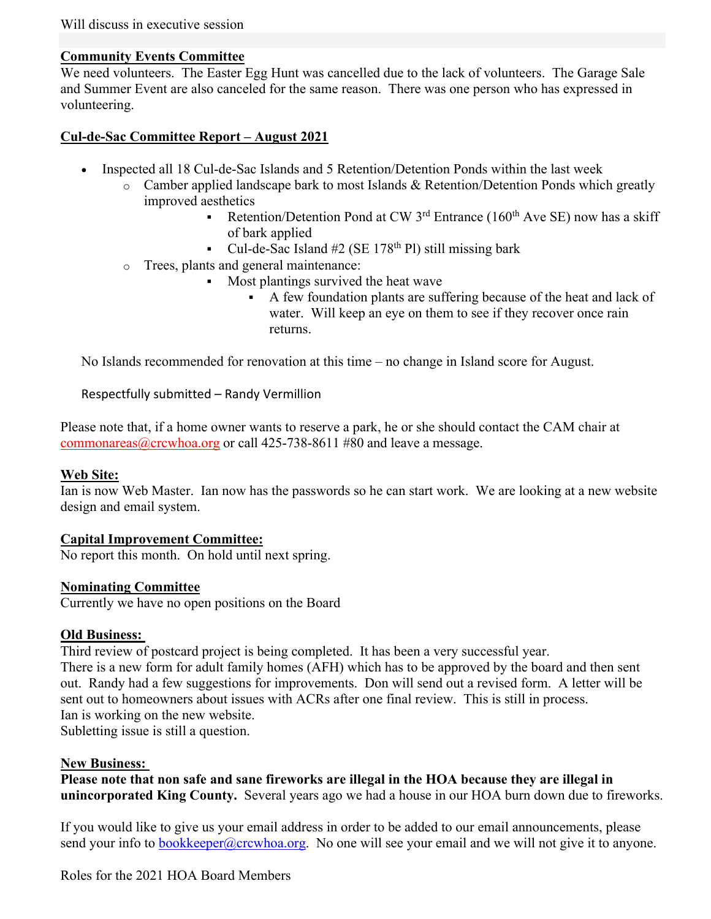Will discuss in executive session

**Community Events Committee**

We need volunteers. The Easter Egg Hunt was cancelled due to the lack of volunteers. The Garage Sale and Summer Event are also canceled for the same reason. There was one person who has expressed in volunteering.

**Cul-de-Sac Committee Report – August 2021**

- Inspected all 18 Cul-de-Sac Islands and 5 Retention/Detention Ponds within the last week
  - Camber applied landscape bark to most Islands & Retention/Detention Ponds which greatly improved aesthetics
    - Retention/Detention Pond at CW 3rd Entrance (160th Ave SE) now has a skiff of bark applied
    - Cul-de-Sac Island #2 (SE 178th Pl) still missing bark
  - Trees, plants and general maintenance:
    - Most plantings survived the heat wave
      - A few foundation plants are suffering because of the heat and lack of water. Will keep an eye on them to see if they recover once rain returns.

No Islands recommended for renovation at this time – no change in Island score for August.

Respectfully submitted – Randy Vermillion

Please note that, if a home owner wants to reserve a park, he or she should contact the CAM chair at commonareas@crcwhoa.org or call 425-738-8611 #80 and leave a message.

**Web Site:**

Ian is now Web Master. Ian now has the passwords so he can start work. We are looking at a new website design and email system.

**Capital Improvement Committee:**

No report this month. On hold until next spring.

**Nominating Committee**

Currently we have no open positions on the Board

**Old Business:**

Third review of postcard project is being completed. It has been a very successful year.
There is a new form for adult family homes (AFH) which has to be approved by the board and then sent out. Randy had a few suggestions for improvements. Don will send out a revised form. A letter will be sent out to homeowners about issues with ACRs after one final review. This is still in process.
Ian is working on the new website.
Subletting issue is still a question.

**New Business:**

**Please note that non safe and sane fireworks are illegal in the HOA because they are illegal in unincorporated King County.** Several years ago we had a house in our HOA burn down due to fireworks.

If you would like to give us your email address in order to be added to our email announcements, please send your info to bookkeeper@crcwhoa.org. No one will see your email and we will not give it to anyone.

Roles for the 2021 HOA Board Members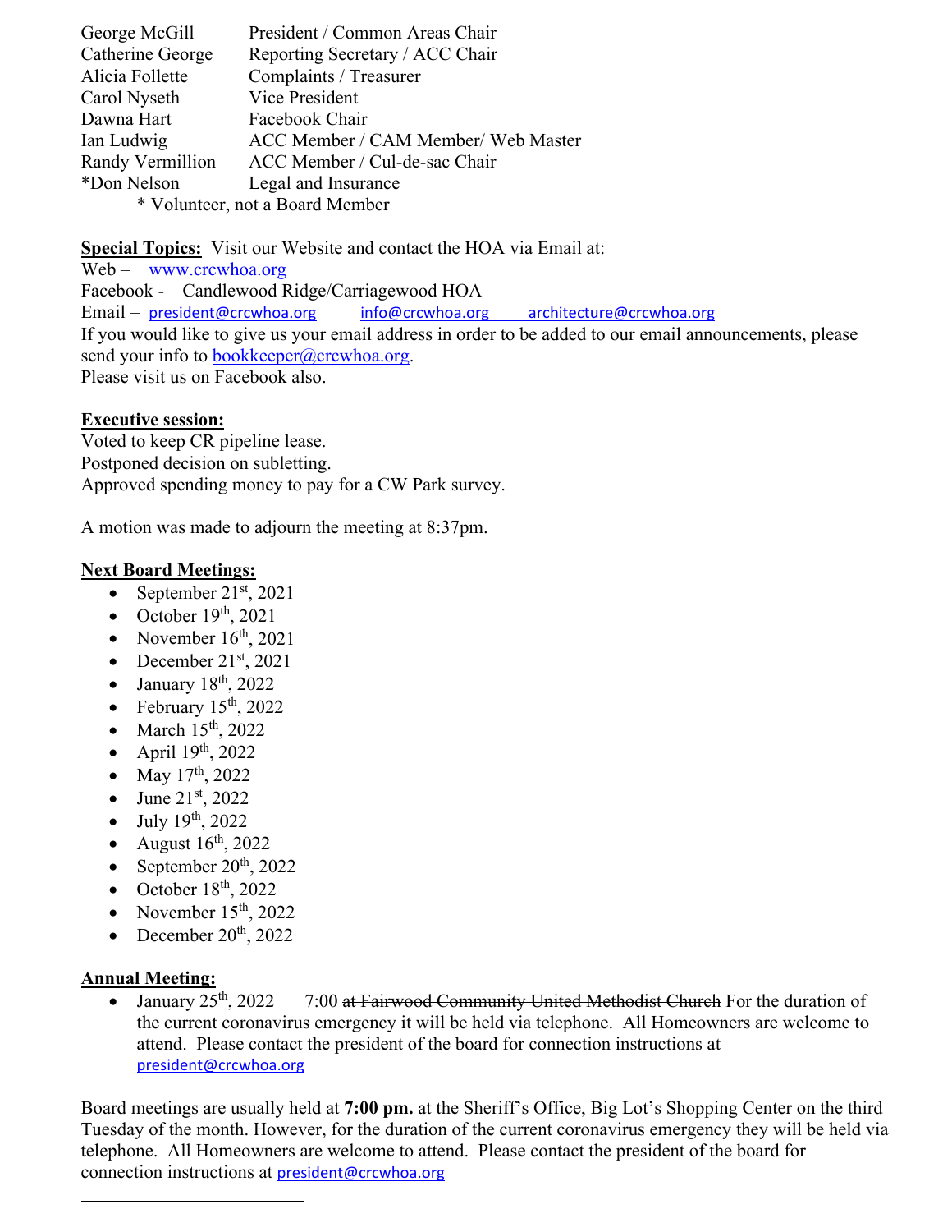| | |
|---|---|
| George McGill | President / Common Areas Chair |
| Catherine George | Reporting Secretary / ACC Chair |
| Alicia Follette | Complaints / Treasurer |
| Carol Nyseth | Vice President |
| Dawna Hart | Facebook Chair |
| Ian Ludwig | ACC Member / CAM Member/ Web Master |
| Randy Vermillion | ACC Member / Cul-de-sac Chair |
| *Don Nelson | Legal and Insurance |

\* Volunteer, not a Board Member

**Special Topics:** Visit our Website and contact the HOA via Email at:
Web – www.crcwhoa.org
Facebook - Candlewood Ridge/Carriagewood HOA
Email – president@crcwhoa.org info@crcwhoa.org architecture@crcwhoa.org
If you would like to give us your email address in order to be added to our email announcements, please send your info to bookkeeper@crcwhoa.org.
Please visit us on Facebook also.

**Executive session:**
Voted to keep CR pipeline lease.
Postponed decision on subletting.
Approved spending money to pay for a CW Park survey.

A motion was made to adjourn the meeting at 8:37pm.

**Next Board Meetings:**

- September 21st, 2021
- October 19th, 2021
- November 16th, 2021
- December 21st, 2021
- January 18th, 2022
- February 15th, 2022
- March 15th, 2022
- April 19th, 2022
- May 17th, 2022
- June 21st, 2022
- July 19th, 2022
- August 16th, 2022
- September 20th, 2022
- October 18th, 2022
- November 15th, 2022
- December 20th, 2022

**Annual Meeting:**

- January 25th, 2022 7:00 ~~at Fairwood Community United Methodist Church~~ For the duration of the current coronavirus emergency it will be held via telephone. All Homeowners are welcome to attend. Please contact the president of the board for connection instructions at president@crcwhoa.org

Board meetings are usually held at **7:00 pm.** at the Sheriff's Office, Big Lot's Shopping Center on the third Tuesday of the month. However, for the duration of the current coronavirus emergency they will be held via telephone. All Homeowners are welcome to attend. Please contact the president of the board for connection instructions at president@crcwhoa.org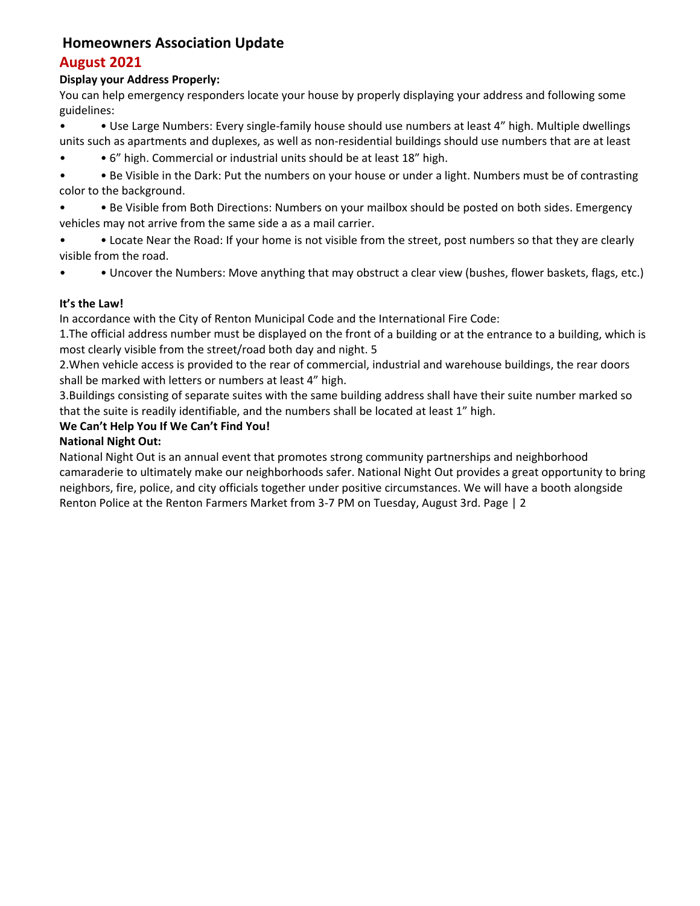## Homeowners Association Update

## August 2021

**Display your Address Properly:**

You can help emergency responders locate your house by properly displaying your address and following some guidelines:

- • Use Large Numbers: Every single-family house should use numbers at least 4” high. Multiple dwellings units such as apartments and duplexes, as well as non-residential buildings should use numbers that are at least
- • 6” high. Commercial or industrial units should be at least 18” high.
- • Be Visible in the Dark: Put the numbers on your house or under a light. Numbers must be of contrasting color to the background.
- • Be Visible from Both Directions: Numbers on your mailbox should be posted on both sides. Emergency vehicles may not arrive from the same side a as a mail carrier.
- • Locate Near the Road: If your home is not visible from the street, post numbers so that they are clearly visible from the road.
- • Uncover the Numbers: Move anything that may obstruct a clear view (bushes, flower baskets, flags, etc.)

**It’s the Law!**

In accordance with the City of Renton Municipal Code and the International Fire Code:

1.The official address number must be displayed on the front of a building or at the entrance to a building, which is most clearly visible from the street/road both day and night. 5

2.When vehicle access is provided to the rear of commercial, industrial and warehouse buildings, the rear doors shall be marked with letters or numbers at least 4” high.

3.Buildings consisting of separate suites with the same building address shall have their suite number marked so that the suite is readily identifiable, and the numbers shall be located at least 1” high.

**We Can’t Help You If We Can’t Find You!**

**National Night Out:**

National Night Out is an annual event that promotes strong community partnerships and neighborhood camaraderie to ultimately make our neighborhoods safer. National Night Out provides a great opportunity to bring neighbors, fire, police, and city officials together under positive circumstances. We will have a booth alongside Renton Police at the Renton Farmers Market from 3-7 PM on Tuesday, August 3rd.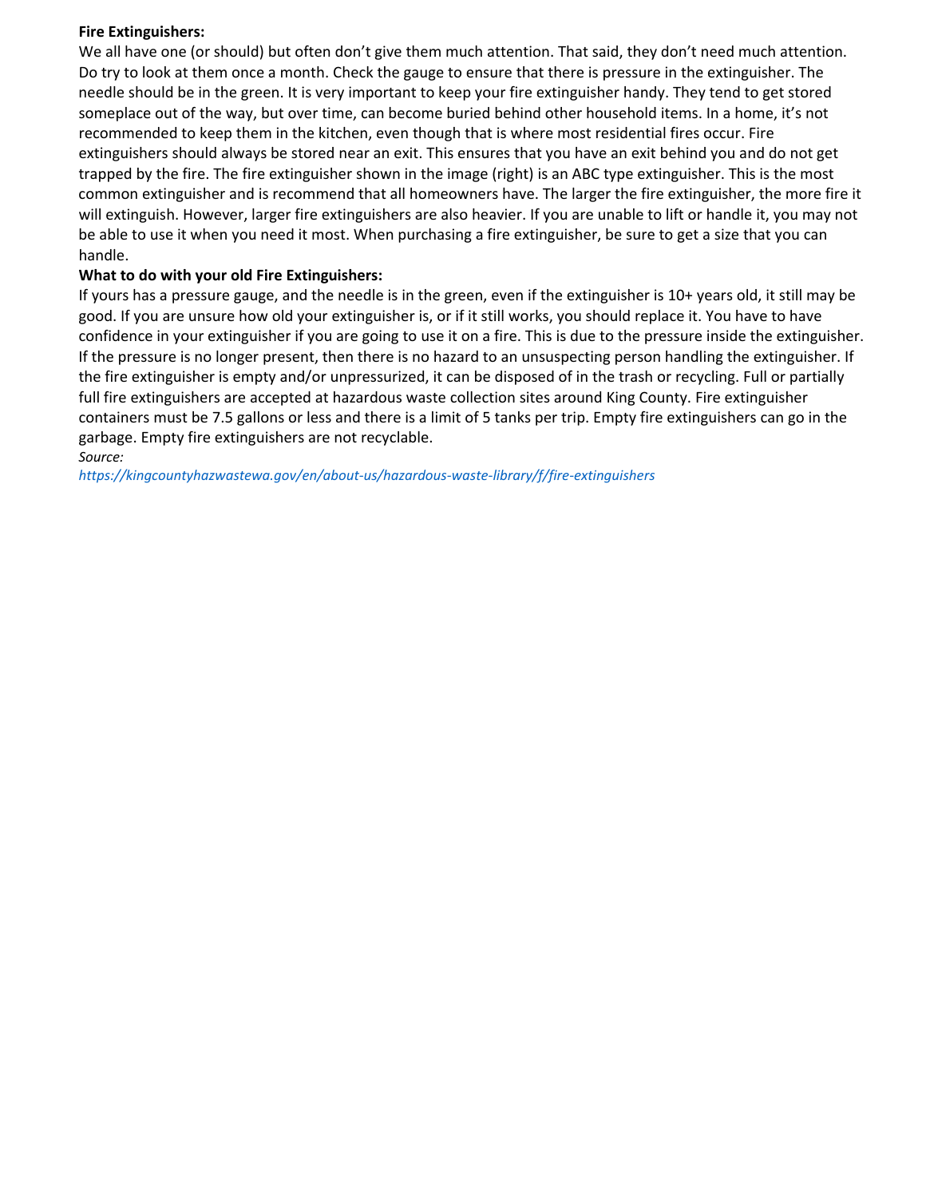**Fire Extinguishers:**

We all have one (or should) but often don't give them much attention. That said, they don't need much attention. Do try to look at them once a month. Check the gauge to ensure that there is pressure in the extinguisher. The needle should be in the green. It is very important to keep your fire extinguisher handy. They tend to get stored someplace out of the way, but over time, can become buried behind other household items. In a home, it's not recommended to keep them in the kitchen, even though that is where most residential fires occur. Fire extinguishers should always be stored near an exit. This ensures that you have an exit behind you and do not get trapped by the fire. The fire extinguisher shown in the image (right) is an ABC type extinguisher. This is the most common extinguisher and is recommend that all homeowners have. The larger the fire extinguisher, the more fire it will extinguish. However, larger fire extinguishers are also heavier. If you are unable to lift or handle it, you may not be able to use it when you need it most. When purchasing a fire extinguisher, be sure to get a size that you can handle.

**What to do with your old Fire Extinguishers:**

If yours has a pressure gauge, and the needle is in the green, even if the extinguisher is 10+ years old, it still may be good. If you are unsure how old your extinguisher is, or if it still works, you should replace it. You have to have confidence in your extinguisher if you are going to use it on a fire. This is due to the pressure inside the extinguisher. If the pressure is no longer present, then there is no hazard to an unsuspecting person handling the extinguisher. If the fire extinguisher is empty and/or unpressurized, it can be disposed of in the trash or recycling. Full or partially full fire extinguishers are accepted at hazardous waste collection sites around King County. Fire extinguisher containers must be 7.5 gallons or less and there is a limit of 5 tanks per trip. Empty fire extinguishers can go in the garbage. Empty fire extinguishers are not recyclable.

*Source:*
*https://kingcountyhazwastewa.gov/en/about-us/hazardous-waste-library/f/fire-extinguishers*